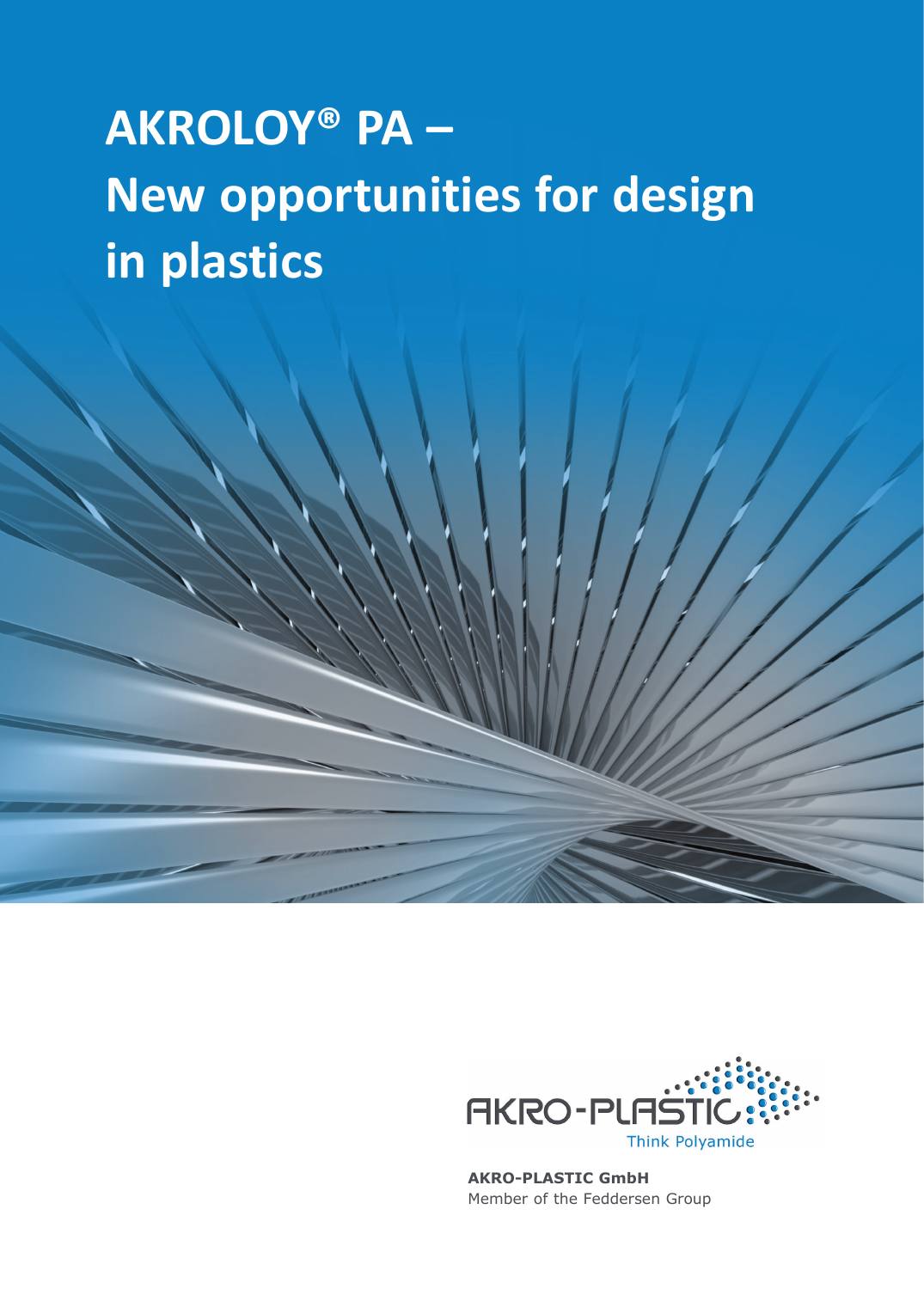# AKROLOY® PA – New opportunities for design in plastics

AKRO-PLASTIC

Think Polyamide

**AKRO-PLASTIC GmbH**
Member of the Feddersen Group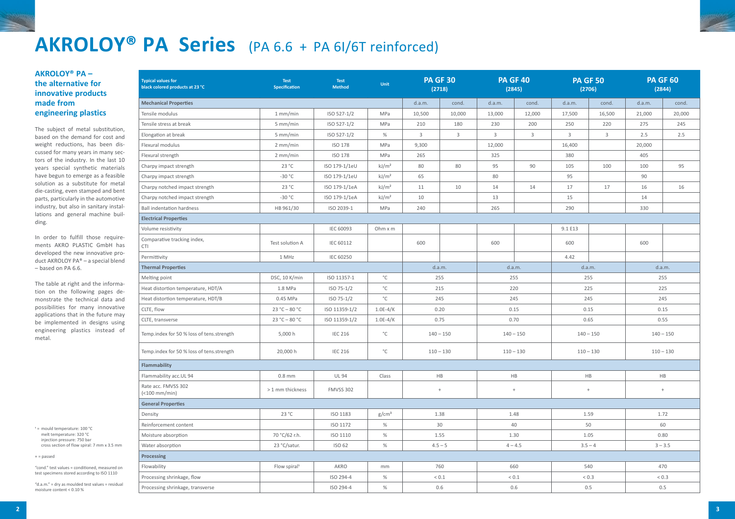# AKROLOY® PA Series (PA 6.6 + PA 6I/6T reinforced)

### AKROLOY® PA – the alternative for innovative products made from engineering plastics

The subject of metal substitution, based on the demand for cost and weight reductions, has been discussed for many years in many sectors of the industry. In the last 10 years special synthetic materials have begun to emerge as a feasible solution as a substitute for metal die-casting, even stamped and bent parts, particularly in the automotive industry, but also in sanitary installations and general machine building.

In order to fulfill those requirements AKRO PLASTIC GmbH has developed the new innovative product AKROLOY PA® – a special blend – based on PA 6.6.

The table at right and the information on the following pages demonstrate the technical data and possibilities for many innovative applications that in the future may be implemented in designs using engineering plastics instead of metal.

| Typical values for black colored products at 23 °C | Test Specification | Test Method | Unit | PA GF 30 (2718) | | PA GF 40 (2845) | | PA GF 50 (2706) | | PA GF 60 (2844) | |
|---|---|---|---|---|---|---|---|---|---|---|---|
| **Mechanical Properties** | | | | d.a.m. | cond. | d.a.m. | cond. | d.a.m. | cond. | d.a.m. | cond. |
| Tensile modulus | 1 mm/min | ISO 527-1/2 | MPa | 10,500 | 10,000 | 13,000 | 12,000 | 17,500 | 16,500 | 21,000 | 20,000 |
| Tensile stress at break | 5 mm/min | ISO 527-1/2 | MPa | 210 | 180 | 230 | 200 | 250 | 220 | 275 | 245 |
| Elongation at break | 5 mm/min | ISO 527-1/2 | % | 3 | 3 | 3 | 3 | 3 | 3 | 2.5 | 2.5 |
| Flexural modulus | 2 mm/min | ISO 178 | MPa | 9,300 | | 12,000 | | 16,400 | | 20,000 | |
| Flexural strength | 2 mm/min | ISO 178 | MPa | 265 | | 325 | | 380 | | 405 | |
| Charpy impact strength | 23 °C | ISO 179-1/1eU | kJ/m² | 80 | 80 | 95 | 90 | 105 | 100 | 100 | 95 |
| Charpy impact strength | -30 °C | ISO 179-1/1eU | kJ/m² | 65 | | 80 | | 95 | | 90 | |
| Charpy notched impact strength | 23 °C | ISO 179-1/1eA | kJ/m² | 11 | 10 | 14 | 14 | 17 | 17 | 16 | 16 |
| Charpy notched impact strength | -30 °C | ISO 179-1/1eA | kJ/m² | 10 | | 13 | | 15 | | 14 | |
| Ball indentation hardness | HB 961/30 | ISO 2039-1 | MPa | 240 | | 265 | | 290 | | 330 | |
| **Electrical Properties** | | | | | | | | | | | |
| Volume resistivity | | IEC 60093 | Ohm x m | | | | | 9.1 E13 | | | |
| Comparative tracking index, CTI | Test solution A | IEC 60112 | | 600 | | 600 | | 600 | | 600 | |
| Permittivity | 1 MHz | IEC 60250 | | | | | | 4.42 | | | |
| **Thermal Properties** | | | | d.a.m. | | d.a.m. | | d.a.m. | | d.a.m. | |
| Melting point | DSC, 10 K/min | ISO 11357-1 | °C | 255 | | 255 | | 255 | | 255 | |
| Heat distortion temperature, HDT/A | 1.8 MPa | ISO 75-1/2 | °C | 215 | | 220 | | 225 | | 225 | |
| Heat distortion temperature, HDT/B | 0.45 MPa | ISO 75-1/2 | °C | 245 | | 245 | | 245 | | 245 | |
| CLTE, flow | 23 °C – 80 °C | ISO 11359-1/2 | 1.0E-4/K | 0.20 | | 0.15 | | 0.15 | | 0.15 | |
| CLTE, transverse | 23 °C – 80 °C | ISO 11359-1/2 | 1.0E-4/K | 0.75 | | 0.70 | | 0.65 | | 0.55 | |
| Temp.index for 50 % loss of tens.strength | 5,000 h | IEC 216 | °C | 140 – 150 | | 140 – 150 | | 140 – 150 | | 140 – 150 | |
| Temp.index for 50 % loss of tens.strength | 20,000 h | IEC 216 | °C | 110 – 130 | | 110 – 130 | | 110 – 130 | | 110 – 130 | |
| **Flammability** | | | | | | | | | | | |
| Flammability acc.UL 94 | 0.8 mm | UL 94 | Class | HB | | HB | | HB | | HB | |
| Rate acc. FMVSS 302 (<100 mm/min) | > 1 mm thickness | FMVSS 302 | | + | | + | | + | | + | |
| **General Properties** | | | | | | | | | | | |
| Density | 23 °C | ISO 1183 | g/cm³ | 1.38 | | 1.48 | | 1.59 | | 1.72 | |
| Reinforcement content | | ISO 1172 | % | 30 | | 40 | | 50 | | 60 | |
| Moisture absorption | 70 °C/62 r.h. | ISO 1110 | % | 1.55 | | 1.30 | | 1.05 | | 0.80 | |
| Water absorption | 23 °C/satur. | ISO 62 | % | 4.5 – 5 | | 4 – 4.5 | | 3.5 – 4 | | 3 – 3.5 | |
| **Processing** | | | | | | | | | | | |
| Flowability | Flow spiral[1] | AKRO | mm | 760 | | 660 | | 540 | | 470 | |
| Processing shrinkage, flow | | ISO 294-4 | % | < 0.1 | | < 0.1 | | < 0.3 | | < 0.3 | |
| Processing shrinkage, transverse | | ISO 294-4 | % | 0.6 | | 0.6 | | 0.5 | | 0.5 | |

[1] = mould temperature: 100 °C
melt temperature: 320 °C
injection pressure: 750 bar
cross section of flow spiral: 7 mm x 3.5 mm

\+ = passed

"cond." test values = conditioned, measured on test specimens stored according to ISO 1110

"d.a.m." = dry as moulded test values = residual moisture content < 0.10 %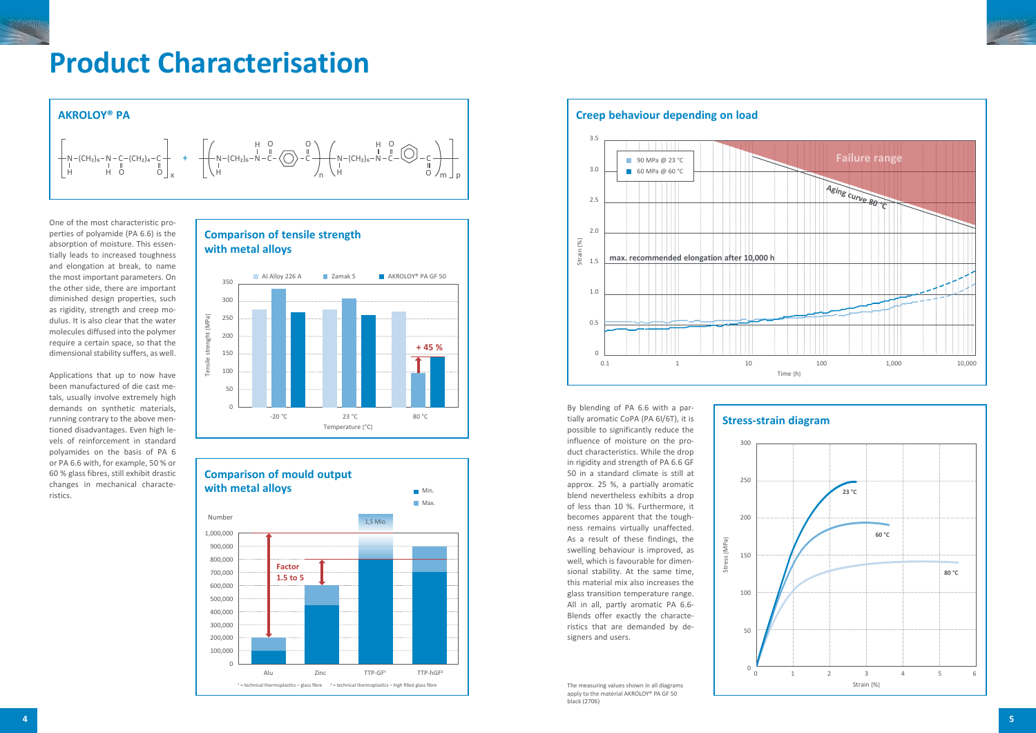# Product Characterisation

## AKROLOY® PA

$$\left[ -N-(CH_2)_6-\underset{H}{N}-\overset{O}{\overset{\|}{C}}-(CH_2)_4-\overset{O}{\overset{\|}{C}}- \right]_x + \left[ \left( -\underset{H}{N}-(CH_2)_6-\overset{H}{N}-\overset{O}{\overset{\|}{C}}-C_6H_4-\overset{O}{\overset{\|}{C}}- \right)_n \left( -\underset{H}{N}-(CH_2)_6-\overset{H}{N}-\overset{O}{\overset{\|}{C}}-C_6H_4-\overset{O}{\overset{\|}{C}}- \right)_m \right]_p$$

One of the most characteristic properties of polyamide (PA 6.6) is the absorption of moisture. This essentially leads to increased toughness and elongation at break, to name the most important parameters. On the other side, there are important diminished design properties, such as rigidity, strength and creep modulus. It is also clear that the water molecules diffused into the polymer require a certain space, so that the dimensional stability suffers, as well.

Applications that up to now have been manufactured of die cast metals, usually involve extremely high demands on synthetic materials, running contrary to the above mentioned disadvantages. Even high levels of reinforcement in standard polyamides on the basis of PA 6 or PA 6.6 with, for example, 50 % or 60 % glass fibres, still exhibit drastic changes in mechanical characteristics.

### Comparison of tensile strength with metal alloys

| Temperature (°C) | Al Alloy 226 A | Zamak 5 | AKROLOY® PA GF 50 |
|---|---|---|---|
| -20 °C | ~275 | ~335 | ~265 |
| 23 °C | ~275 | ~305 | ~260 |
| 80 °C | ~270 | ~95 | ~140 (+ 45 %) |

Tensile strenght [MPa]

### Comparison of mould output with metal alloys

| | Min. | Max. |
|---|---|---|
| Alu | 100,000 | 200,000 |
| Zinc | 450,000 | 600,000 |
| TTP-GF¹ | 800,000 | 1,5 Mio. |
| TTP-hGF² | 700,000 | 900,000 |

Factor 1.5 to 5

¹ = technical thermoplastics – glass fibre ² = technical thermoplastics – high filled glass fibre

### Creep behaviour depending on load

Legend: 90 MPa @ 23 °C; 60 MPa @ 60 °C. Labels: Failure range; Aging curve 80 °C; max. recommended elongation after 10,000 h. Strain [%] vs. Time [h] (0.1 – 10,000).

By blending of PA 6.6 with a partially aromatic CoPA (PA 6I/6T), it is possible to significantly reduce the influence of moisture on the product characteristics. While the drop in rigidity and strength of PA 6.6 GF 50 in a standard climate is still at approx. 25 %, a partially aromatic blend nevertheless exhibits a drop of less than 10 %. Furthermore, it becomes apparent that the toughness remains virtually unaffected. As a result of these findings, the swelling behaviour is improved, as well, which is favourable for dimensional stability. At the same time, this material mix also increases the glass transition temperature range. All in all, partly aromatic PA 6.6-Blends offer exactly the characteristics that are demanded by designers and users.

### Stress-strain diagram

Curves: 23 °C, 60 °C, 80 °C. Stress [MPa] vs. Strain [%].

The measuring values shown in all diagrams apply to the material AKROLOY® PA GF 50 black (2706)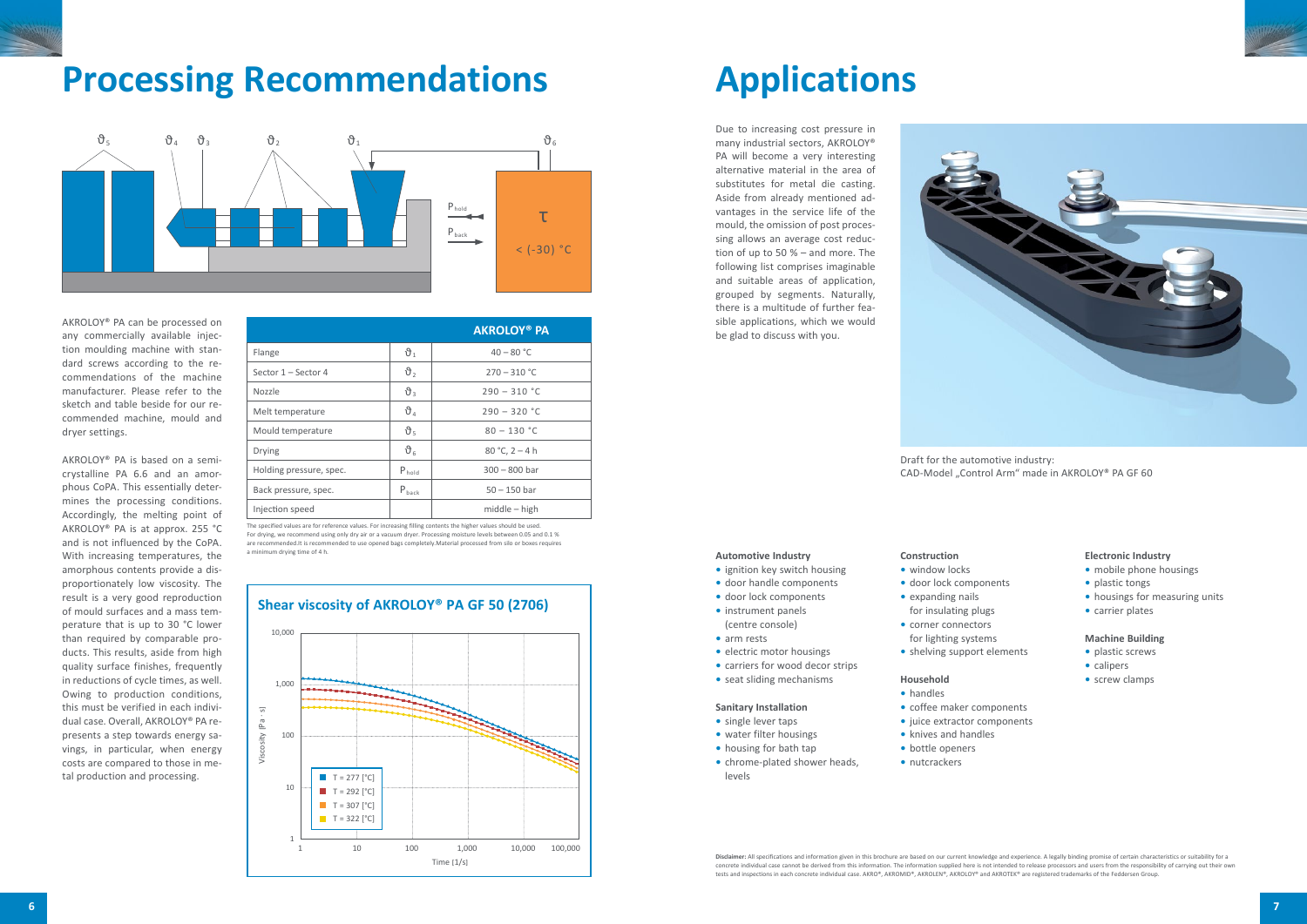# Processing Recommendations

AKROLOY® PA can be processed on any commercially available injection moulding machine with standard screws according to the recommendations of the machine manufacturer. Please refer to the sketch and table beside for our recommended machine, mould and dryer settings.

AKROLOY® PA is based on a semi-crystalline PA 6.6 and an amorphous CoPA. This essentially determines the processing conditions. Accordingly, the melting point of AKROLOY® PA is at approx. 255 °C and is not influenced by the CoPA. With increasing temperatures, the amorphous contents provide a disproportionately low viscosity. The result is a very good reproduction of mould surfaces and a mass temperature that is up to 30 °C lower than required by comparable products. This results, aside from high quality surface finishes, frequently in reductions of cycle times, as well. Owing to production conditions, this must be verified in each individual case. Overall, AKROLOY® PA represents a step towards energy savings, in particular, when energy costs are compared to those in metal production and processing.

| | | AKROLOY® PA |
|---|---|---|
| Flange | $\vartheta_1$ | 40 – 80 °C |
| Sector 1 – Sector 4 | $\vartheta_2$ | 270 – 310 °C |
| Nozzle | $\vartheta_3$ | 290 – 310 °C |
| Melt temperature | $\vartheta_4$ | 290 – 320 °C |
| Mould temperature | $\vartheta_5$ | 80 – 130 °C |
| Drying | $\vartheta_6$ | 80 °C, 2 – 4 h |
| Holding pressure, spec. | $P_{hold}$ | 300 – 800 bar |
| Back pressure, spec. | $P_{back}$ | 50 – 150 bar |
| Injection speed | | middle – high |

The specified values are for reference values. For increasing filling contents the higher values should be used. For drying, we recommend using only dry air or a vacuum dryer. Processing moisture levels between 0.05 and 0.1 % are recommended.It is recommended to use opened bags completely.Material processed from silo or boxes requires a minimum drying time of 4 h.

**Shear viscosity of AKROLOY® PA GF 50 (2706)**

# Applications

Due to increasing cost pressure in many industrial sectors, AKROLOY® PA will become a very interesting alternative material in the area of substitutes for metal die casting. Aside from already mentioned advantages in the service life of the mould, the omission of post processing allows an average cost reduction of up to 50 % – and more. The following list comprises imaginable and suitable areas of application, grouped by segments. Naturally, there is a multitude of further feasible applications, which we would be glad to discuss with you.

Draft for the automotive industry:
CAD-Model „Control Arm" made in AKROLOY® PA GF 60

**Automotive Industry**

- ignition key switch housing
- door handle components
- door lock components
- instrument panels (centre console)
- arm rests
- electric motor housings
- carriers for wood decor strips
- seat sliding mechanisms

**Sanitary Installation**

- single lever taps
- water filter housings
- housing for bath tap
- chrome-plated shower heads, levels

**Construction**

- window locks
- door lock components
- expanding nails for insulating plugs
- corner connectors for lighting systems
- shelving support elements

**Household**

- handles
- coffee maker components
- juice extractor components
- knives and handles
- bottle openers
- nutcrackers

**Electronic Industry**

- mobile phone housings
- plastic tongs
- housings for measuring units
- carrier plates

**Machine Building**

- plastic screws
- calipers
- screw clamps

**Disclaimer:** All specifications and information given in this brochure are based on our current knowledge and experience. A legally binding promise of certain characteristics or suitability for a concrete individual case cannot be derived from this information. The information supplied here is not intended to release processors and users from the responsibility of carrying out their own tests and inspections in each concrete individual case. AKRO®, AKROMID®, AKROLEN®, AKROLOY® and AKROTEK® are registered trademarks of the Feddersen Group.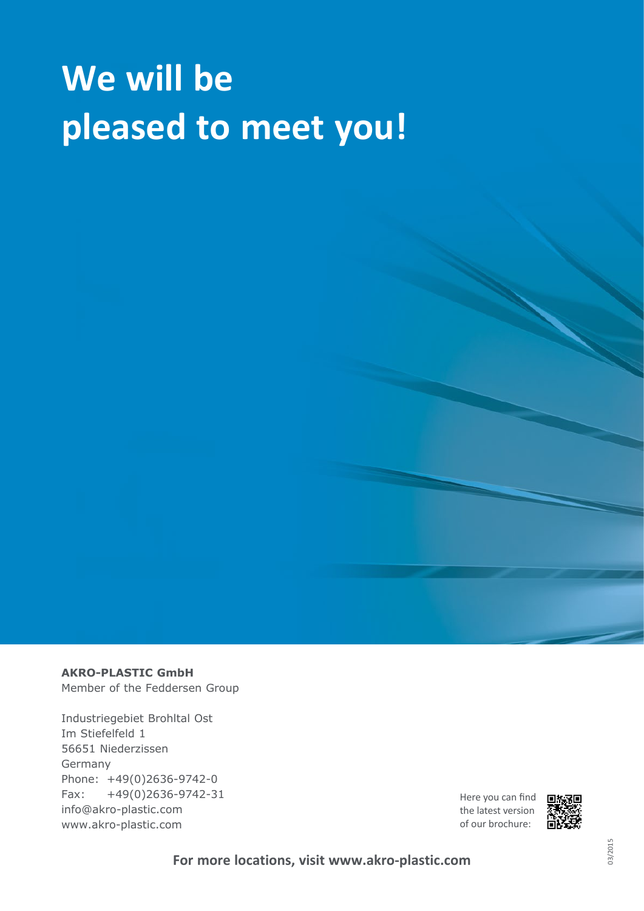# We will be pleased to meet you!

**AKRO-PLASTIC GmbH**
Member of the Feddersen Group

Industriegebiet Brohltal Ost
Im Stiefelfeld 1
56651 Niederzissen
Germany
Phone: +49(0)2636-9742-0
Fax: +49(0)2636-9742-31
info@akro-plastic.com
www.akro-plastic.com

Here you can find the latest version of our brochure:

**For more locations, visit www.akro-plastic.com**

03/2015